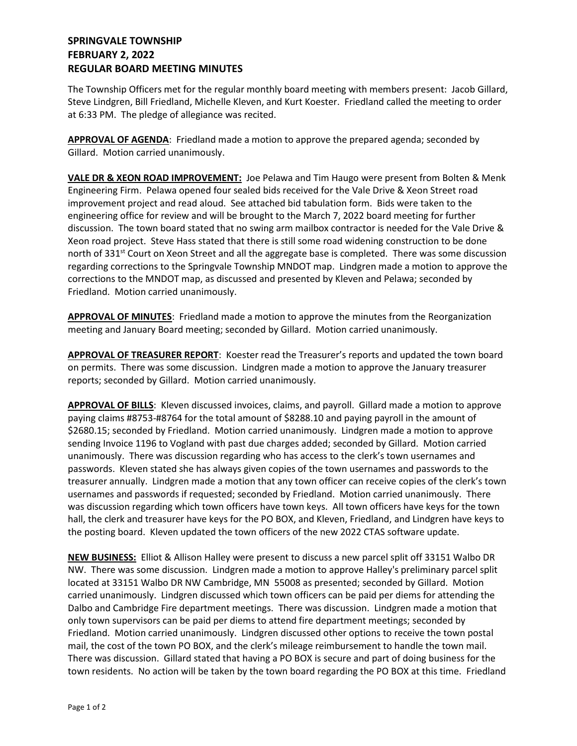**SPRINGVALE TOWNSHIP**
**FEBRUARY 2, 2022**
**REGULAR BOARD MEETING MINUTES**

The Township Officers met for the regular monthly board meeting with members present: Jacob Gillard, Steve Lindgren, Bill Friedland, Michelle Kleven, and Kurt Koester. Friedland called the meeting to order at 6:33 PM. The pledge of allegiance was recited.

**APPROVAL OF AGENDA**: Friedland made a motion to approve the prepared agenda; seconded by Gillard. Motion carried unanimously.

**VALE DR & XEON ROAD IMPROVEMENT:** Joe Pelawa and Tim Haugo were present from Bolten & Menk Engineering Firm. Pelawa opened four sealed bids received for the Vale Drive & Xeon Street road improvement project and read aloud. See attached bid tabulation form. Bids were taken to the engineering office for review and will be brought to the March 7, 2022 board meeting for further discussion. The town board stated that no swing arm mailbox contractor is needed for the Vale Drive & Xeon road project. Steve Hass stated that there is still some road widening construction to be done north of 331st Court on Xeon Street and all the aggregate base is completed. There was some discussion regarding corrections to the Springvale Township MNDOT map. Lindgren made a motion to approve the corrections to the MNDOT map, as discussed and presented by Kleven and Pelawa; seconded by Friedland. Motion carried unanimously.

**APPROVAL OF MINUTES**: Friedland made a motion to approve the minutes from the Reorganization meeting and January Board meeting; seconded by Gillard. Motion carried unanimously.

**APPROVAL OF TREASURER REPORT**: Koester read the Treasurer's reports and updated the town board on permits. There was some discussion. Lindgren made a motion to approve the January treasurer reports; seconded by Gillard. Motion carried unanimously.

**APPROVAL OF BILLS**: Kleven discussed invoices, claims, and payroll. Gillard made a motion to approve paying claims #8753-#8764 for the total amount of $8288.10 and paying payroll in the amount of $2680.15; seconded by Friedland. Motion carried unanimously. Lindgren made a motion to approve sending Invoice 1196 to Vogland with past due charges added; seconded by Gillard. Motion carried unanimously. There was discussion regarding who has access to the clerk's town usernames and passwords. Kleven stated she has always given copies of the town usernames and passwords to the treasurer annually. Lindgren made a motion that any town officer can receive copies of the clerk's town usernames and passwords if requested; seconded by Friedland. Motion carried unanimously. There was discussion regarding which town officers have town keys. All town officers have keys for the town hall, the clerk and treasurer have keys for the PO BOX, and Kleven, Friedland, and Lindgren have keys to the posting board. Kleven updated the town officers of the new 2022 CTAS software update.

**NEW BUSINESS:** Elliot & Allison Halley were present to discuss a new parcel split off 33151 Walbo DR NW. There was some discussion. Lindgren made a motion to approve Halley's preliminary parcel split located at 33151 Walbo DR NW Cambridge, MN 55008 as presented; seconded by Gillard. Motion carried unanimously. Lindgren discussed which town officers can be paid per diems for attending the Dalbo and Cambridge Fire department meetings. There was discussion. Lindgren made a motion that only town supervisors can be paid per diems to attend fire department meetings; seconded by Friedland. Motion carried unanimously. Lindgren discussed other options to receive the town postal mail, the cost of the town PO BOX, and the clerk's mileage reimbursement to handle the town mail. There was discussion. Gillard stated that having a PO BOX is secure and part of doing business for the town residents. No action will be taken by the town board regarding the PO BOX at this time. Friedland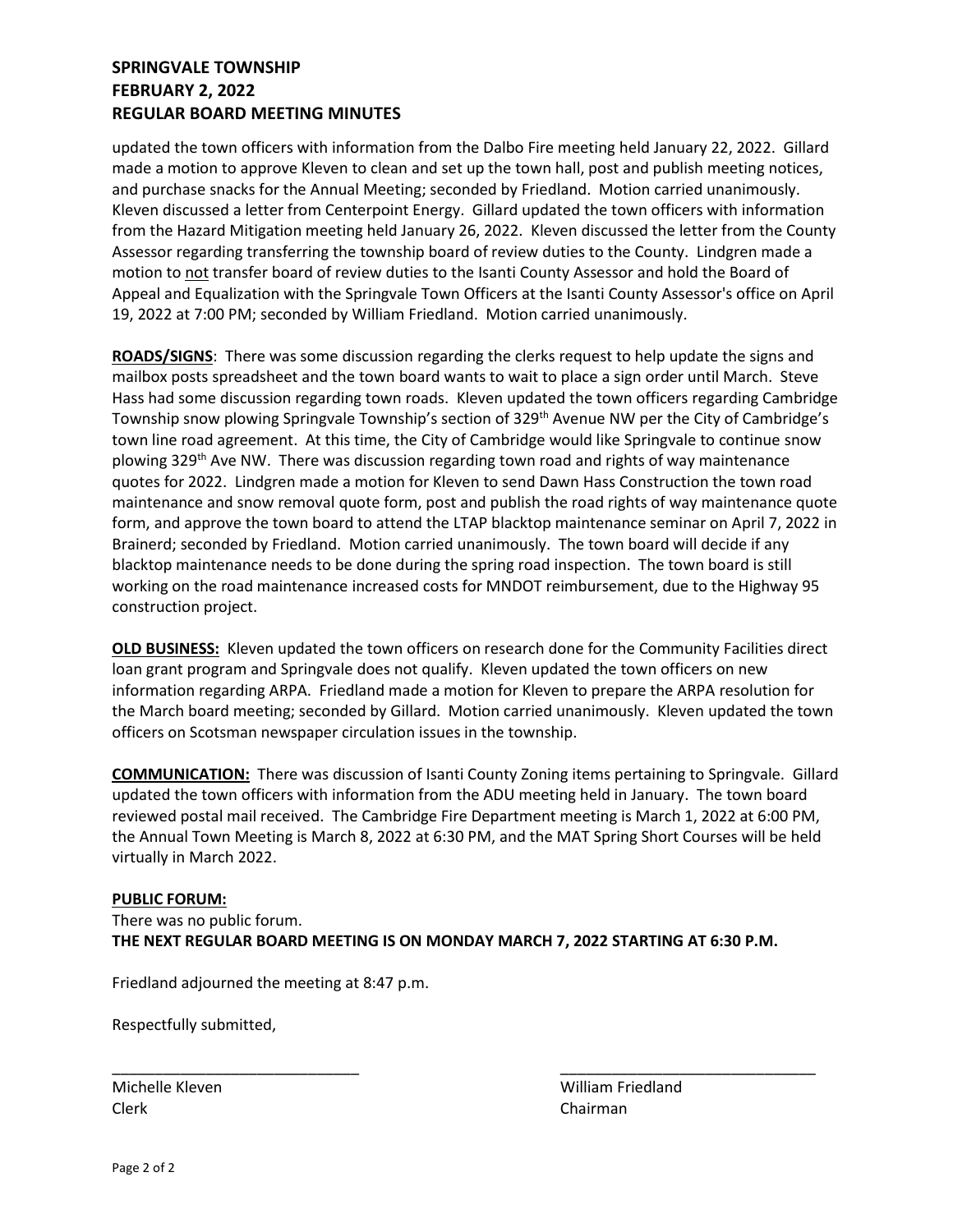updated the town officers with information from the Dalbo Fire meeting held January 22, 2022. Gillard made a motion to approve Kleven to clean and set up the town hall, post and publish meeting notices, and purchase snacks for the Annual Meeting; seconded by Friedland. Motion carried unanimously. Kleven discussed a letter from Centerpoint Energy. Gillard updated the town officers with information from the Hazard Mitigation meeting held January 26, 2022. Kleven discussed the letter from the County Assessor regarding transferring the township board of review duties to the County. Lindgren made a motion to not transfer board of review duties to the Isanti County Assessor and hold the Board of Appeal and Equalization with the Springvale Town Officers at the Isanti County Assessor's office on April 19, 2022 at 7:00 PM; seconded by William Friedland. Motion carried unanimously.

**ROADS/SIGNS**: There was some discussion regarding the clerks request to help update the signs and mailbox posts spreadsheet and the town board wants to wait to place a sign order until March. Steve Hass had some discussion regarding town roads. Kleven updated the town officers regarding Cambridge Township snow plowing Springvale Township's section of 329th Avenue NW per the City of Cambridge's town line road agreement. At this time, the City of Cambridge would like Springvale to continue snow plowing 329th Ave NW. There was discussion regarding town road and rights of way maintenance quotes for 2022. Lindgren made a motion for Kleven to send Dawn Hass Construction the town road maintenance and snow removal quote form, post and publish the road rights of way maintenance quote form, and approve the town board to attend the LTAP blacktop maintenance seminar on April 7, 2022 in Brainerd; seconded by Friedland. Motion carried unanimously. The town board will decide if any blacktop maintenance needs to be done during the spring road inspection. The town board is still working on the road maintenance increased costs for MNDOT reimbursement, due to the Highway 95 construction project.

**OLD BUSINESS:** Kleven updated the town officers on research done for the Community Facilities direct loan grant program and Springvale does not qualify. Kleven updated the town officers on new information regarding ARPA. Friedland made a motion for Kleven to prepare the ARPA resolution for the March board meeting; seconded by Gillard. Motion carried unanimously. Kleven updated the town officers on Scotsman newspaper circulation issues in the township.

**COMMUNICATION:** There was discussion of Isanti County Zoning items pertaining to Springvale. Gillard updated the town officers with information from the ADU meeting held in January. The town board reviewed postal mail received. The Cambridge Fire Department meeting is March 1, 2022 at 6:00 PM, the Annual Town Meeting is March 8, 2022 at 6:30 PM, and the MAT Spring Short Courses will be held virtually in March 2022.

**PUBLIC FORUM:**

There was no public forum.

**THE NEXT REGULAR BOARD MEETING IS ON MONDAY MARCH 7, 2022 STARTING AT 6:30 P.M.**

Friedland adjourned the meeting at 8:47 p.m.

Respectfully submitted,

| | |
|---|---|
| \_\_\_\_\_\_\_\_\_\_\_\_\_\_\_\_\_\_\_\_\_\_\_\_\_\_\_\_\_\_ | \_\_\_\_\_\_\_\_\_\_\_\_\_\_\_\_\_\_\_\_\_\_\_\_\_\_\_\_\_\_ |
| Michelle Kleven | William Friedland |
| Clerk | Chairman |